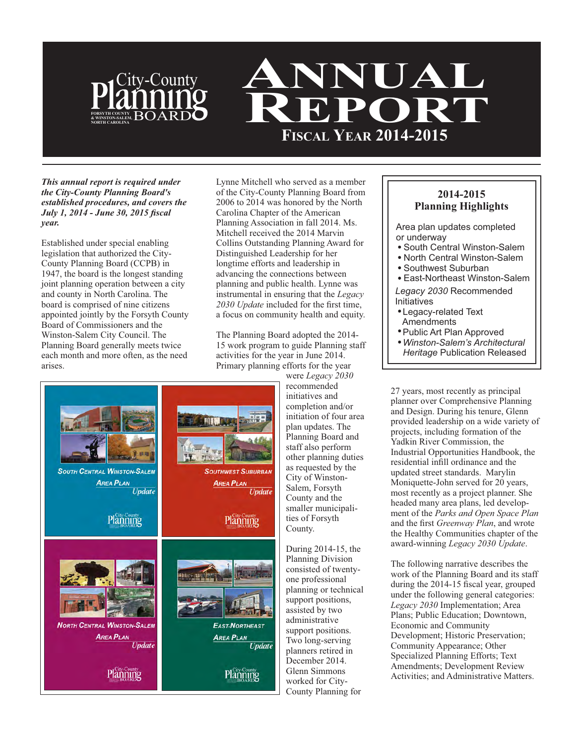# City-County Planning Board

FORSYTH COUNTY & WINSTON-SALEM, NORTH CAROLINA

# Annual Report

## Fiscal Year 2014-2015

***This annual report is required under the City-County Planning Board's established procedures, and covers the July 1, 2014 - June 30, 2015 fiscal year.***

Established under special enabling legislation that authorized the City-County Planning Board (CCPB) in 1947, the board is the longest standing joint planning operation between a city and county in North Carolina. The board is comprised of nine citizens appointed jointly by the Forsyth County Board of Commissioners and the Winston-Salem City Council. The Planning Board generally meets twice each month and more often, as the need arises.

Lynne Mitchell who served as a member of the City-County Planning Board from 2006 to 2014 was honored by the North Carolina Chapter of the American Planning Association in fall 2014. Ms. Mitchell received the 2014 Marvin Collins Outstanding Planning Award for Distinguished Leadership for her longtime efforts and leadership in advancing the connections between planning and public health. Lynne was instrumental in ensuring that the *Legacy 2030 Update* included for the first time, a focus on community health and equity.

The Planning Board adopted the 2014-15 work program to guide Planning staff activities for the year in June 2014. Primary planning efforts for the year were *Legacy 2030* recommended initiatives and completion and/or initiation of four area plan updates. The Planning Board and staff also perform other planning duties as requested by the City of Winston-Salem, Forsyth County and the smaller municipalities of Forsyth County.

South Central Winston-Salem Area Plan Update

Southwest Suburban Area Plan Update

North Central Winston-Salem Area Plan Update

East-Northeast Area Plan Update

During 2014-15, the Planning Division consisted of twenty-one professional planning or technical support positions, assisted by two administrative support positions. Two long-serving planners retired in December 2014. Glenn Simmons worked for City-County Planning for 27 years, most recently as principal planner over Comprehensive Planning and Design. During his tenure, Glenn provided leadership on a wide variety of projects, including formation of the Yadkin River Commission, the Industrial Opportunities Handbook, the residential infill ordinance and the updated street standards. Marylin Moniquette-John served for 20 years, most recently as a project planner. She headed many area plans, led development of the *Parks and Open Space Plan* and the first *Greenway Plan*, and wrote the Healthy Communities chapter of the award-winning *Legacy 2030 Update*.

The following narrative describes the work of the Planning Board and its staff during the 2014-15 fiscal year, grouped under the following general categories: *Legacy 2030* Implementation; Area Plans; Public Education; Downtown, Economic and Community Development; Historic Preservation; Community Appearance; Other Specialized Planning Efforts; Text Amendments; Development Review Activities; and Administrative Matters.

> **2014-2015 Planning Highlights**
>
> Area plan updates completed or underway
> - South Central Winston-Salem
> - North Central Winston-Salem
> - Southwest Suburban
> - East-Northeast Winston-Salem
>
> *Legacy 2030* Recommended Initiatives
> - Legacy-related Text Amendments
> - Public Art Plan Approved
> - *Winston-Salem's Architectural Heritage* Publication Released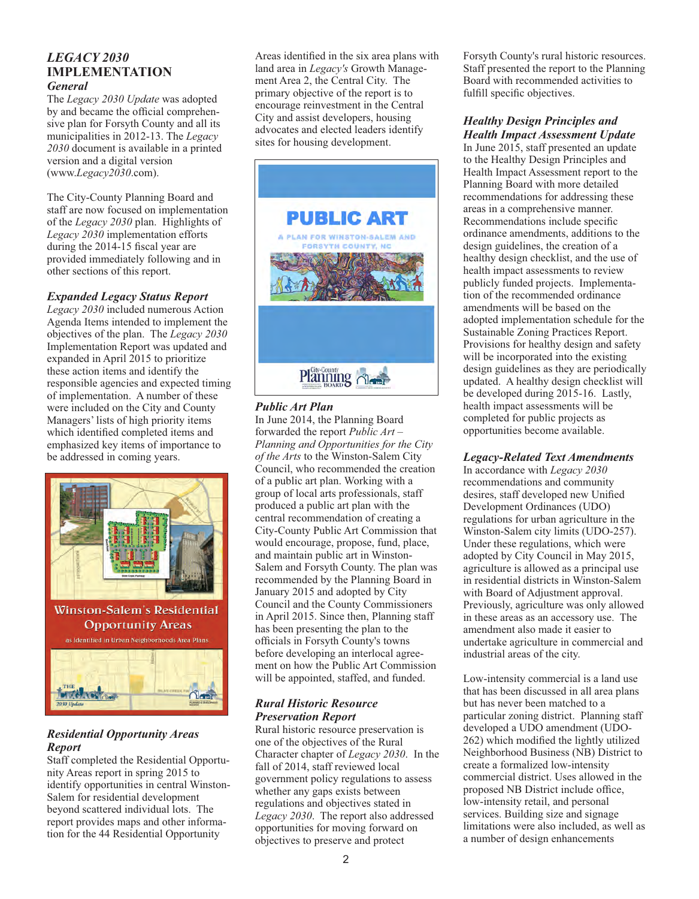## *LEGACY 2030* IMPLEMENTATION

### *General*

The *Legacy 2030 Update* was adopted by and became the official comprehensive plan for Forsyth County and all its municipalities in 2012-13. The *Legacy 2030* document is available in a printed version and a digital version (www.*Legacy2030*.com).

The City-County Planning Board and staff are now focused on implementation of the *Legacy 2030* plan. Highlights of *Legacy 2030* implementation efforts during the 2014-15 fiscal year are provided immediately following and in other sections of this report.

### *Expanded Legacy Status Report*

*Legacy 2030* included numerous Action Agenda Items intended to implement the objectives of the plan. The *Legacy 2030* Implementation Report was updated and expanded in April 2015 to prioritize these action items and identify the responsible agencies and expected timing of implementation. A number of these were included on the City and County Managers' lists of high priority items which identified completed items and emphasized key items of importance to be addressed in coming years.

### *Residential Opportunity Areas Report*

Staff completed the Residential Opportunity Areas report in spring 2015 to identify opportunities in central Winston-Salem for residential development beyond scattered individual lots. The report provides maps and other information for the 44 Residential Opportunity Areas identified in the six area plans with land area in *Legacy's* Growth Management Area 2, the Central City. The primary objective of the report is to encourage reinvestment in the Central City and assist developers, housing advocates and elected leaders identify sites for housing development.

### *Public Art Plan*

In June 2014, the Planning Board forwarded the report *Public Art – Planning and Opportunities for the City of the Arts* to the Winston-Salem City Council, who recommended the creation of a public art plan. Working with a group of local arts professionals, staff produced a public art plan with the central recommendation of creating a City-County Public Art Commission that would encourage, propose, fund, place, and maintain public art in Winston-Salem and Forsyth County. The plan was recommended by the Planning Board in January 2015 and adopted by City Council and the County Commissioners in April 2015. Since then, Planning staff has been presenting the plan to the officials in Forsyth County's towns before developing an interlocal agreement on how the Public Art Commission will be appointed, staffed, and funded.

### *Rural Historic Resource Preservation Report*

Rural historic resource preservation is one of the objectives of the Rural Character chapter of *Legacy 2030*. In the fall of 2014, staff reviewed local government policy regulations to assess whether any gaps exists between regulations and objectives stated in *Legacy 2030*. The report also addressed opportunities for moving forward on objectives to preserve and protect Forsyth County's rural historic resources. Staff presented the report to the Planning Board with recommended activities to fulfill specific objectives.

### *Healthy Design Principles and Health Impact Assessment Update*

In June 2015, staff presented an update to the Healthy Design Principles and Health Impact Assessment report to the Planning Board with more detailed recommendations for addressing these areas in a comprehensive manner. Recommendations include specific ordinance amendments, additions to the design guidelines, the creation of a healthy design checklist, and the use of health impact assessments to review publicly funded projects. Implementation of the recommended ordinance amendments will be based on the adopted implementation schedule for the Sustainable Zoning Practices Report. Provisions for healthy design and safety will be incorporated into the existing design guidelines as they are periodically updated. A healthy design checklist will be developed during 2015-16. Lastly, health impact assessments will be completed for public projects as opportunities become available.

### *Legacy-Related Text Amendments*

In accordance with *Legacy 2030* recommendations and community desires, staff developed new Unified Development Ordinances (UDO) regulations for urban agriculture in the Winston-Salem city limits (UDO-257). Under these regulations, which were adopted by City Council in May 2015, agriculture is allowed as a principal use in residential districts in Winston-Salem with Board of Adjustment approval. Previously, agriculture was only allowed in these areas as an accessory use. The amendment also made it easier to undertake agriculture in commercial and industrial areas of the city.

Low-intensity commercial is a land use that has been discussed in all area plans but has never been matched to a particular zoning district. Planning staff developed a UDO amendment (UDO-262) which modified the lightly utilized Neighborhood Business (NB) District to create a formalized low-intensity commercial district. Uses allowed in the proposed NB District include office, low-intensity retail, and personal services. Building size and signage limitations were also included, as well as a number of design enhancements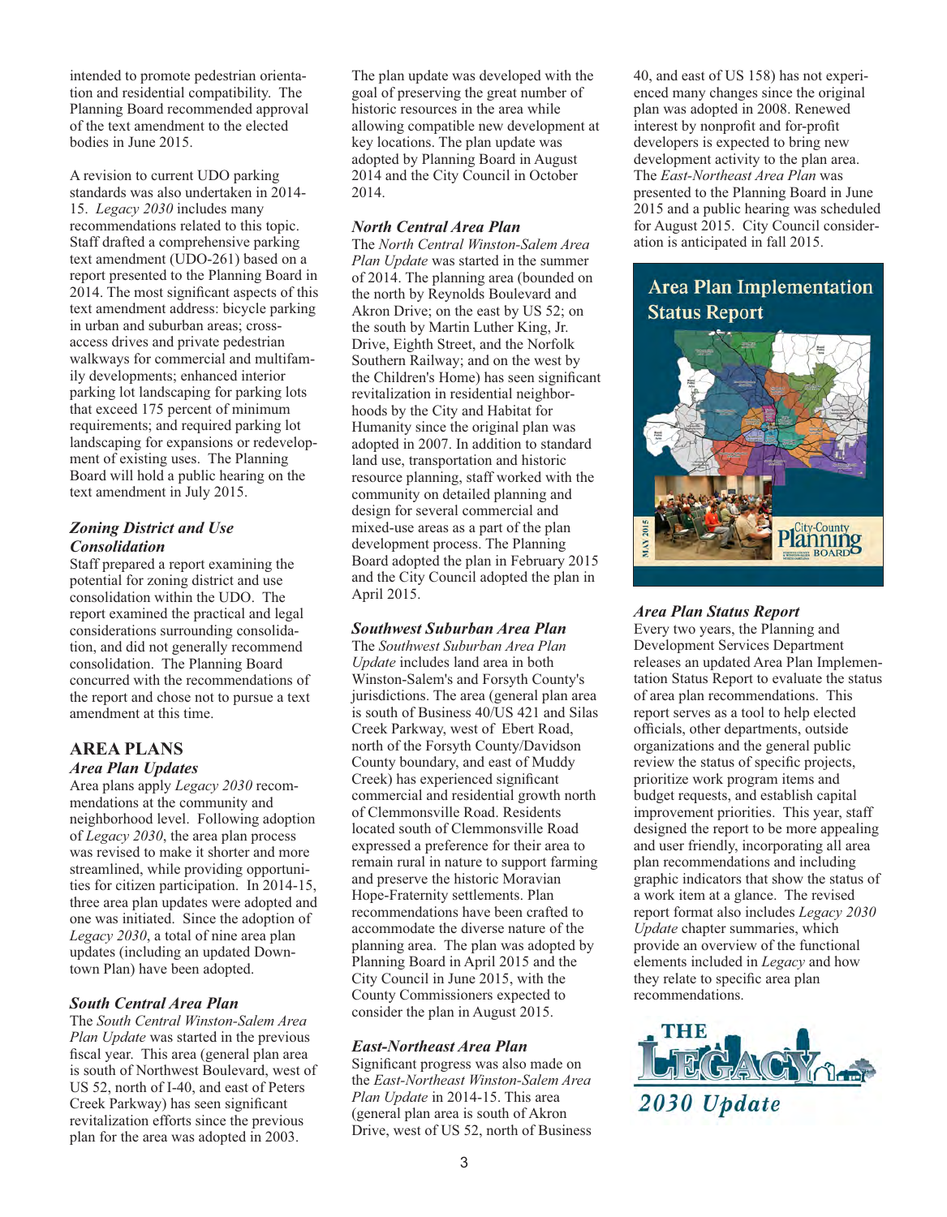intended to promote pedestrian orientation and residential compatibility. The Planning Board recommended approval of the text amendment to the elected bodies in June 2015.

A revision to current UDO parking standards was also undertaken in 2014-15. *Legacy 2030* includes many recommendations related to this topic. Staff drafted a comprehensive parking text amendment (UDO-261) based on a report presented to the Planning Board in 2014. The most significant aspects of this text amendment address: bicycle parking in urban and suburban areas; cross-access drives and private pedestrian walkways for commercial and multifamily developments; enhanced interior parking lot landscaping for parking lots that exceed 175 percent of minimum requirements; and required parking lot landscaping for expansions or redevelopment of existing uses. The Planning Board will hold a public hearing on the text amendment in July 2015.

### *Zoning District and Use Consolidation*

Staff prepared a report examining the potential for zoning district and use consolidation within the UDO. The report examined the practical and legal considerations surrounding consolidation, and did not generally recommend consolidation. The Planning Board concurred with the recommendations of the report and chose not to pursue a text amendment at this time.

## AREA PLANS

### *Area Plan Updates*

Area plans apply *Legacy 2030* recommendations at the community and neighborhood level. Following adoption of *Legacy 2030*, the area plan process was revised to make it shorter and more streamlined, while providing opportunities for citizen participation. In 2014-15, three area plan updates were adopted and one was initiated. Since the adoption of *Legacy 2030*, a total of nine area plan updates (including an updated Downtown Plan) have been adopted.

### *South Central Area Plan*

The *South Central Winston-Salem Area Plan Update* was started in the previous fiscal year. This area (general plan area is south of Northwest Boulevard, west of US 52, north of I-40, and east of Peters Creek Parkway) has seen significant revitalization efforts since the previous plan for the area was adopted in 2003. The plan update was developed with the goal of preserving the great number of historic resources in the area while allowing compatible new development at key locations. The plan update was adopted by Planning Board in August 2014 and the City Council in October 2014.

### *North Central Area Plan*

The *North Central Winston-Salem Area Plan Update* was started in the summer of 2014. The planning area (bounded on the north by Reynolds Boulevard and Akron Drive; on the east by US 52; on the south by Martin Luther King, Jr. Drive, Eighth Street, and the Norfolk Southern Railway; and on the west by the Children's Home) has seen significant revitalization in residential neighborhoods by the City and Habitat for Humanity since the original plan was adopted in 2007. In addition to standard land use, transportation and historic resource planning, staff worked with the community on detailed planning and design for several commercial and mixed-use areas as a part of the plan development process. The Planning Board adopted the plan in February 2015 and the City Council adopted the plan in April 2015.

### *Southwest Suburban Area Plan*

The *Southwest Suburban Area Plan Update* includes land area in both Winston-Salem's and Forsyth County's jurisdictions. The area (general plan area is south of Business 40/US 421 and Silas Creek Parkway, west of Ebert Road, north of the Forsyth County/Davidson County boundary, and east of Muddy Creek) has experienced significant commercial and residential growth north of Clemmonsville Road. Residents located south of Clemmonsville Road expressed a preference for their area to remain rural in nature to support farming and preserve the historic Moravian Hope-Fraternity settlements. Plan recommendations have been crafted to accommodate the diverse nature of the planning area. The plan was adopted by Planning Board in April 2015 and the City Council in June 2015, with the County Commissioners expected to consider the plan in August 2015.

### *East-Northeast Area Plan*

Significant progress was also made on the *East-Northeast Winston-Salem Area Plan Update* in 2014-15. This area (general plan area is south of Akron Drive, west of US 52, north of Business 40, and east of US 158) has not experienced many changes since the original plan was adopted in 2008. Renewed interest by nonprofit and for-profit developers is expected to bring new development activity to the plan area. The *East-Northeast Area Plan* was presented to the Planning Board in June 2015 and a public hearing was scheduled for August 2015. City Council consideration is anticipated in fall 2015.

Area Plan Implementation Status Report

MAY 2015

City-County Planning BOARD

### *Area Plan Status Report*

Every two years, the Planning and Development Services Department releases an updated Area Plan Implementation Status Report to evaluate the status of area plan recommendations. This report serves as a tool to help elected officials, other departments, outside organizations and the general public review the status of specific projects, prioritize work program items and budget requests, and establish capital improvement priorities. This year, staff designed the report to be more appealing and user friendly, incorporating all area plan recommendations and including graphic indicators that show the status of a work item at a glance. The revised report format also includes *Legacy 2030 Update* chapter summaries, which provide an overview of the functional elements included in *Legacy* and how they relate to specific area plan recommendations.

THE LEGACY 2030 Update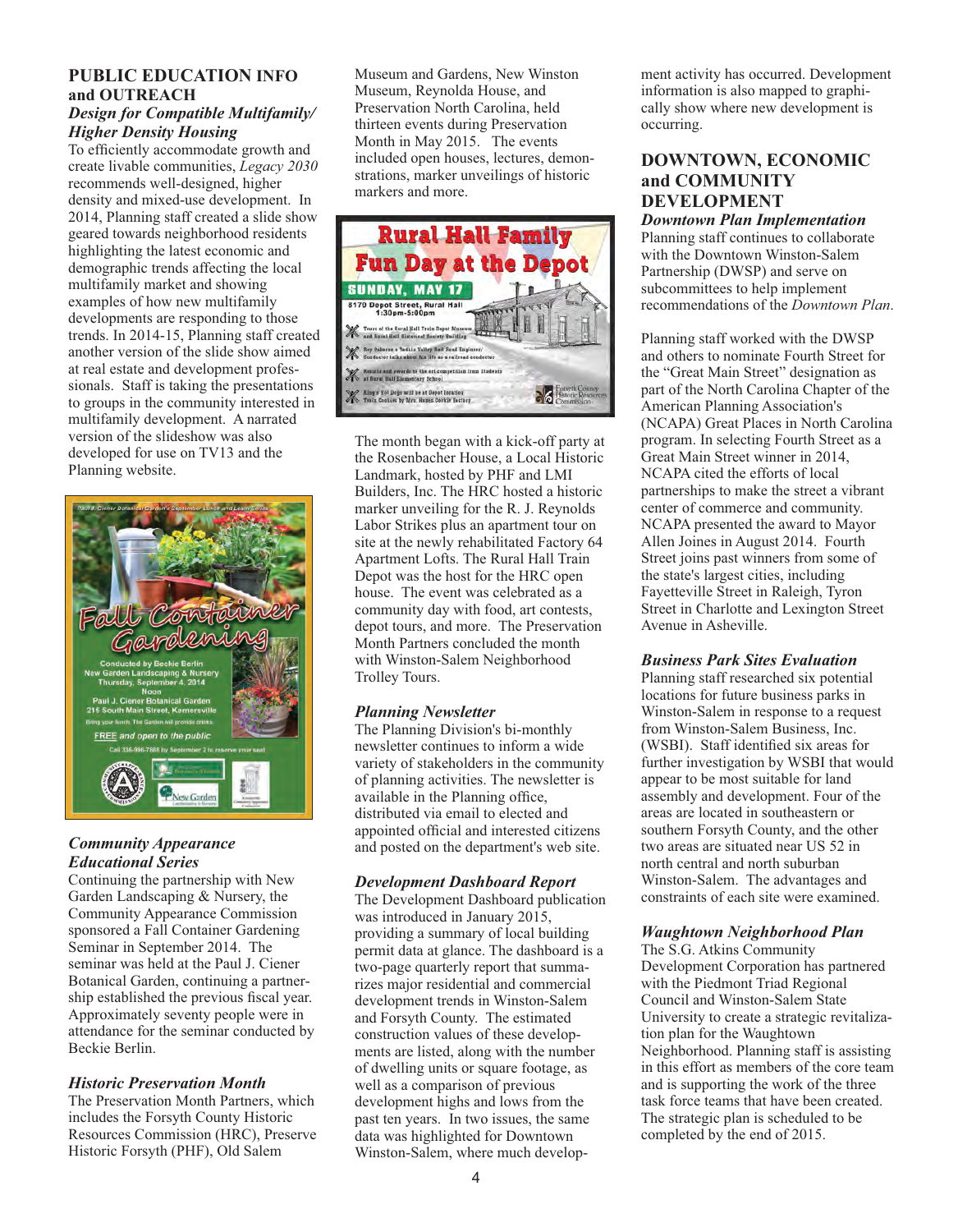## PUBLIC EDUCATION INFO and OUTREACH

### *Design for Compatible Multifamily/ Higher Density Housing*

To efficiently accommodate growth and create livable communities, *Legacy 2030* recommends well-designed, higher density and mixed-use development. In 2014, Planning staff created a slide show geared towards neighborhood residents highlighting the latest economic and demographic trends affecting the local multifamily market and showing examples of how new multifamily developments are responding to those trends. In 2014-15, Planning staff created another version of the slide show aimed at real estate and development professionals. Staff is taking the presentations to groups in the community interested in multifamily development. A narrated version of the slideshow was also developed for use on TV13 and the Planning website.

### *Community Appearance Educational Series*

Continuing the partnership with New Garden Landscaping & Nursery, the Community Appearance Commission sponsored a Fall Container Gardening Seminar in September 2014. The seminar was held at the Paul J. Ciener Botanical Garden, continuing a partnership established the previous fiscal year. Approximately seventy people were in attendance for the seminar conducted by Beckie Berlin.

### *Historic Preservation Month*

The Preservation Month Partners, which includes the Forsyth County Historic Resources Commission (HRC), Preserve Historic Forsyth (PHF), Old Salem Museum and Gardens, New Winston Museum, Reynolda House, and Preservation North Carolina, held thirteen events during Preservation Month in May 2015. The events included open houses, lectures, demonstrations, marker unveilings of historic markers and more.

The month began with a kick-off party at the Rosenbacher House, a Local Historic Landmark, hosted by PHF and LMI Builders, Inc. The HRC hosted a historic marker unveiling for the R. J. Reynolds Labor Strikes plus an apartment tour on site at the newly rehabilitated Factory 64 Apartment Lofts. The Rural Hall Train Depot was the host for the HRC open house. The event was celebrated as a community day with food, art contests, depot tours, and more. The Preservation Month Partners concluded the month with Winston-Salem Neighborhood Trolley Tours.

### *Planning Newsletter*

The Planning Division's bi-monthly newsletter continues to inform a wide variety of stakeholders in the community of planning activities. The newsletter is available in the Planning office, distributed via email to elected and appointed official and interested citizens and posted on the department's web site.

### *Development Dashboard Report*

The Development Dashboard publication was introduced in January 2015, providing a summary of local building permit data at glance. The dashboard is a two-page quarterly report that summarizes major residential and commercial development trends in Winston-Salem and Forsyth County. The estimated construction values of these developments are listed, along with the number of dwelling units or square footage, as well as a comparison of previous development highs and lows from the past ten years. In two issues, the same data was highlighted for Downtown Winston-Salem, where much development activity has occurred. Development information is also mapped to graphically show where new development is occurring.

## DOWNTOWN, ECONOMIC and COMMUNITY DEVELOPMENT

### *Downtown Plan Implementation*

Planning staff continues to collaborate with the Downtown Winston-Salem Partnership (DWSP) and serve on subcommittees to help implement recommendations of the *Downtown Plan*.

Planning staff worked with the DWSP and others to nominate Fourth Street for the "Great Main Street" designation as part of the North Carolina Chapter of the American Planning Association's (NCAPA) Great Places in North Carolina program. In selecting Fourth Street as a Great Main Street winner in 2014, NCAPA cited the efforts of local partnerships to make the street a vibrant center of commerce and community. NCAPA presented the award to Mayor Allen Joines in August 2014. Fourth Street joins past winners from some of the state's largest cities, including Fayetteville Street in Raleigh, Tyron Street in Charlotte and Lexington Street Avenue in Asheville.

### *Business Park Sites Evaluation*

Planning staff researched six potential locations for future business parks in Winston-Salem in response to a request from Winston-Salem Business, Inc. (WSBI). Staff identified six areas for further investigation by WSBI that would appear to be most suitable for land assembly and development. Four of the areas are located in southeastern or southern Forsyth County, and the other two areas are situated near US 52 in north central and north suburban Winston-Salem. The advantages and constraints of each site were examined.

### *Waughtown Neighborhood Plan*

The S.G. Atkins Community Development Corporation has partnered with the Piedmont Triad Regional Council and Winston-Salem State University to create a strategic revitalization plan for the Waughtown Neighborhood. Planning staff is assisting in this effort as members of the core team and is supporting the work of the three task force teams that have been created. The strategic plan is scheduled to be completed by the end of 2015.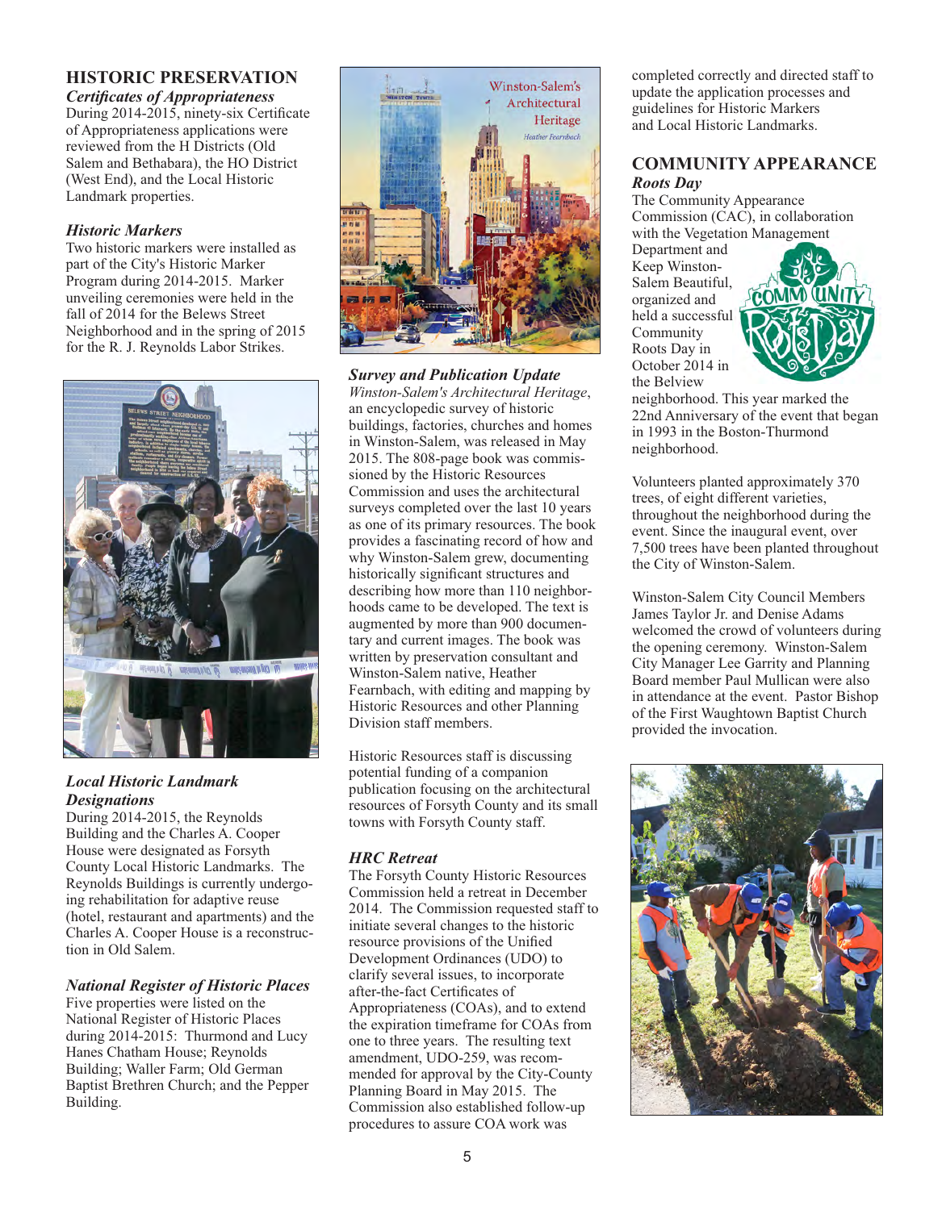## HISTORIC PRESERVATION

### *Certificates of Appropriateness*

During 2014-2015, ninety-six Certificate of Appropriateness applications were reviewed from the H Districts (Old Salem and Bethabara), the HO District (West End), and the Local Historic Landmark properties.

### *Historic Markers*

Two historic markers were installed as part of the City's Historic Marker Program during 2014-2015. Marker unveiling ceremonies were held in the fall of 2014 for the Belews Street Neighborhood and in the spring of 2015 for the R. J. Reynolds Labor Strikes.

### *Local Historic Landmark Designations*

During 2014-2015, the Reynolds Building and the Charles A. Cooper House were designated as Forsyth County Local Historic Landmarks. The Reynolds Buildings is currently undergoing rehabilitation for adaptive reuse (hotel, restaurant and apartments) and the Charles A. Cooper House is a reconstruction in Old Salem.

### *National Register of Historic Places*

Five properties were listed on the National Register of Historic Places during 2014-2015: Thurmond and Lucy Hanes Chatham House; Reynolds Building; Waller Farm; Old German Baptist Brethren Church; and the Pepper Building.

### *Survey and Publication Update*

*Winston-Salem's Architectural Heritage*, an encyclopedic survey of historic buildings, factories, churches and homes in Winston-Salem, was released in May 2015. The 808-page book was commissioned by the Historic Resources Commission and uses the architectural surveys completed over the last 10 years as one of its primary resources. The book provides a fascinating record of how and why Winston-Salem grew, documenting historically significant structures and describing how more than 110 neighborhoods came to be developed. The text is augmented by more than 900 documentary and current images. The book was written by preservation consultant and Winston-Salem native, Heather Fearnbach, with editing and mapping by Historic Resources and other Planning Division staff members.

Historic Resources staff is discussing potential funding of a companion publication focusing on the architectural resources of Forsyth County and its small towns with Forsyth County staff.

### *HRC Retreat*

The Forsyth County Historic Resources Commission held a retreat in December 2014. The Commission requested staff to initiate several changes to the historic resource provisions of the Unified Development Ordinances (UDO) to clarify several issues, to incorporate after-the-fact Certificates of Appropriateness (COAs), and to extend the expiration timeframe for COAs from one to three years. The resulting text amendment, UDO-259, was recommended for approval by the City-County Planning Board in May 2015. The Commission also established follow-up procedures to assure COA work was completed correctly and directed staff to update the application processes and guidelines for Historic Markers and Local Historic Landmarks.

## COMMUNITY APPEARANCE

### *Roots Day*

The Community Appearance Commission (CAC), in collaboration with the Vegetation Management Department and Keep Winston-Salem Beautiful, organized and held a successful Community Roots Day in October 2014 in the Belview neighborhood. This year marked the 22nd Anniversary of the event that began in 1993 in the Boston-Thurmond neighborhood.

Volunteers planted approximately 370 trees, of eight different varieties, throughout the neighborhood during the event. Since the inaugural event, over 7,500 trees have been planted throughout the City of Winston-Salem.

Winston-Salem City Council Members James Taylor Jr. and Denise Adams welcomed the crowd of volunteers during the opening ceremony. Winston-Salem City Manager Lee Garrity and Planning Board member Paul Mullican were also in attendance at the event. Pastor Bishop of the First Waughtown Baptist Church provided the invocation.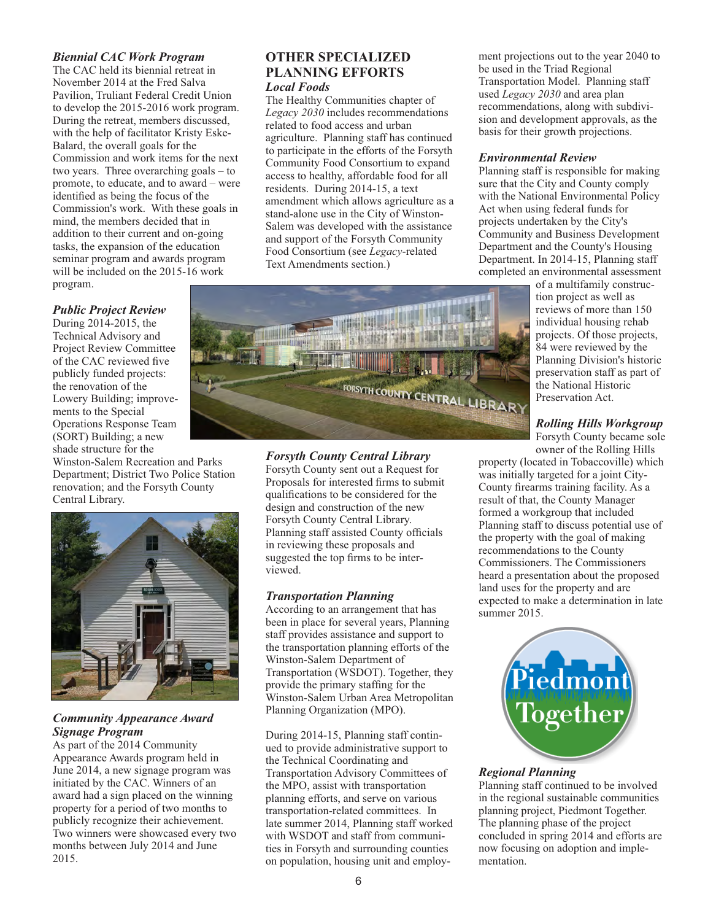### *Biennial CAC Work Program*

The CAC held its biennial retreat in November 2014 at the Fred Salva Pavilion, Truliant Federal Credit Union to develop the 2015-2016 work program. During the retreat, members discussed, with the help of facilitator Kristy Eske-Balard, the overall goals for the Commission and work items for the next two years. Three overarching goals – to promote, to educate, and to award – were identified as being the focus of the Commission's work. With these goals in mind, the members decided that in addition to their current and on-going tasks, the expansion of the education seminar program and awards program will be included on the 2015-16 work program.

### *Public Project Review*

During 2014-2015, the Technical Advisory and Project Review Committee of the CAC reviewed five publicly funded projects: the renovation of the Lowery Building; improvements to the Special Operations Response Team (SORT) Building; a new shade structure for the Winston-Salem Recreation and Parks Department; District Two Police Station renovation; and the Forsyth County Central Library.

### *Community Appearance Award Signage Program*

As part of the 2014 Community Appearance Awards program held in June 2014, a new signage program was initiated by the CAC. Winners of an award had a sign placed on the winning property for a period of two months to publicly recognize their achievement. Two winners were showcased every two months between July 2014 and June 2015.

## OTHER SPECIALIZED PLANNING EFFORTS

### *Local Foods*

The Healthy Communities chapter of *Legacy 2030* includes recommendations related to food access and urban agriculture. Planning staff has continued to participate in the efforts of the Forsyth Community Food Consortium to expand access to healthy, affordable food for all residents. During 2014-15, a text amendment which allows agriculture as a stand-alone use in the City of Winston-Salem was developed with the assistance and support of the Forsyth Community Food Consortium (see *Legacy*-related Text Amendments section.)

### *Forsyth County Central Library*

Forsyth County sent out a Request for Proposals for interested firms to submit qualifications to be considered for the design and construction of the new Forsyth County Central Library. Planning staff assisted County officials in reviewing these proposals and suggested the top firms to be interviewed.

### *Transportation Planning*

According to an arrangement that has been in place for several years, Planning staff provides assistance and support to the transportation planning efforts of the Winston-Salem Department of Transportation (WSDOT). Together, they provide the primary staffing for the Winston-Salem Urban Area Metropolitan Planning Organization (MPO).

During 2014-15, Planning staff continued to provide administrative support to the Technical Coordinating and Transportation Advisory Committees of the MPO, assist with transportation planning efforts, and serve on various transportation-related committees. In late summer 2014, Planning staff worked with WSDOT and staff from communities in Forsyth and surrounding counties on population, housing unit and employment projections out to the year 2040 to be used in the Triad Regional Transportation Model. Planning staff used *Legacy 2030* and area plan recommendations, along with subdivision and development approvals, as the basis for their growth projections.

### *Environmental Review*

Planning staff is responsible for making sure that the City and County comply with the National Environmental Policy Act when using federal funds for projects undertaken by the City's Community and Business Development Department and the County's Housing Department. In 2014-15, Planning staff completed an environmental assessment of a multifamily construction project as well as reviews of more than 150 individual housing rehab projects. Of those projects, 84 were reviewed by the Planning Division's historic preservation staff as part of the National Historic Preservation Act.

### *Rolling Hills Workgroup*

Forsyth County became sole owner of the Rolling Hills property (located in Tobaccoville) which was initially targeted for a joint City-County firearms training facility. As a result of that, the County Manager formed a workgroup that included Planning staff to discuss potential use of the property with the goal of making recommendations to the County Commissioners. The Commissioners heard a presentation about the proposed land uses for the property and are expected to make a determination in late summer 2015.

### *Regional Planning*

Planning staff continued to be involved in the regional sustainable communities planning project, Piedmont Together. The planning phase of the project concluded in spring 2014 and efforts are now focusing on adoption and implementation.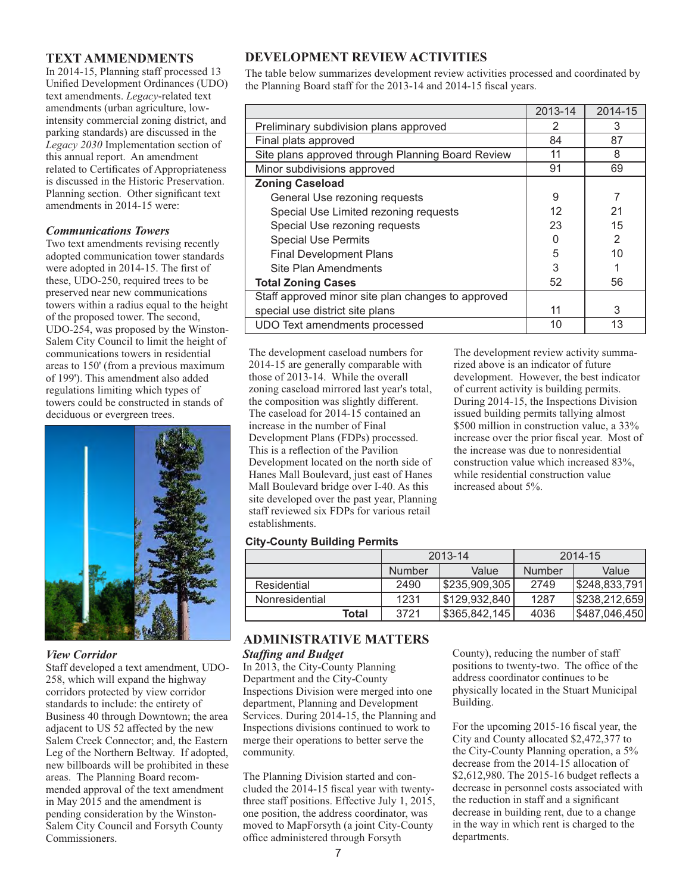## TEXT AMMENDMENTS

In 2014-15, Planning staff processed 13 Unified Development Ordinances (UDO) text amendments. *Legacy*-related text amendments (urban agriculture, low-intensity commercial zoning district, and parking standards) are discussed in the *Legacy 2030* Implementation section of this annual report. An amendment related to Certificates of Appropriateness is discussed in the Historic Preservation. Planning section. Other significant text amendments in 2014-15 were:

### *Communications Towers*

Two text amendments revising recently adopted communication tower standards were adopted in 2014-15. The first of these, UDO-250, required trees to be preserved near new communications towers within a radius equal to the height of the proposed tower. The second, UDO-254, was proposed by the Winston-Salem City Council to limit the height of communications towers in residential areas to 150' (from a previous maximum of 199'). This amendment also added regulations limiting which types of towers could be constructed in stands of deciduous or evergreen trees.

### *View Corridor*

Staff developed a text amendment, UDO-258, which will expand the highway corridors protected by view corridor standards to include: the entirety of Business 40 through Downtown; the area adjacent to US 52 affected by the new Salem Creek Connector; and, the Eastern Leg of the Northern Beltway. If adopted, new billboards will be prohibited in these areas. The Planning Board recommended approval of the text amendment in May 2015 and the amendment is pending consideration by the Winston-Salem City Council and Forsyth County Commissioners.

## DEVELOPMENT REVIEW ACTIVITIES

The table below summarizes development review activities processed and coordinated by the Planning Board staff for the 2013-14 and 2014-15 fiscal years.

| | 2013-14 | 2014-15 |
|---|---|---|
| Preliminary subdivision plans approved | 2 | 3 |
| Final plats approved | 84 | 87 |
| Site plans approved through Planning Board Review | 11 | 8 |
| Minor subdivisions approved | 91 | 69 |
| **Zoning Caseload** | | |
| General Use rezoning requests | 9 | 7 |
| Special Use Limited rezoning requests | 12 | 21 |
| Special Use rezoning requests | 23 | 15 |
| Special Use Permits | 0 | 2 |
| Final Development Plans | 5 | 10 |
| Site Plan Amendments | 3 | 1 |
| **Total Zoning Cases** | 52 | 56 |
| Staff approved minor site plan changes to approved special use district site plans | 11 | 3 |
| UDO Text amendments processed | 10 | 13 |

The development caseload numbers for 2014-15 are generally comparable with those of 2013-14. While the overall zoning caseload mirrored last year's total, the composition was slightly different. The caseload for 2014-15 contained an increase in the number of Final Development Plans (FDPs) processed. This is a reflection of the Pavilion Development located on the north side of Hanes Mall Boulevard, just east of Hanes Mall Boulevard bridge over I-40. As this site developed over the past year, Planning staff reviewed six FDPs for various retail establishments.

The development review activity summarized above is an indicator of future development. However, the best indicator of current activity is building permits. During 2014-15, the Inspections Division issued building permits tallying almost $500 million in construction value, a 33% increase over the prior fiscal year. Most of the increase was due to nonresidential construction value which increased 83%, while residential construction value increased about 5%.

**City-County Building Permits**

| | 2013-14 | | 2014-15 | |
|---|---|---|---|---|
| | Number | Value | Number | Value |
| Residential | 2490 | $235,909,305 | 2749 | $248,833,791 |
| Nonresidential | 1231 | $129,932,840 | 1287 | $238,212,659 |
| **Total** | 3721 | $365,842,145 | 4036 | $487,046,450 |

## ADMINISTRATIVE MATTERS

### *Staffing and Budget*

In 2013, the City-County Planning Department and the City-County Inspections Division were merged into one department, Planning and Development Services. During 2014-15, the Planning and Inspections divisions continued to work to merge their operations to better serve the community.

The Planning Division started and concluded the 2014-15 fiscal year with twenty-three staff positions. Effective July 1, 2015, one position, the address coordinator, was moved to MapForsyth (a joint City-County office administered through Forsyth County), reducing the number of staff positions to twenty-two. The office of the address coordinator continues to be physically located in the Stuart Municipal Building.

For the upcoming 2015-16 fiscal year, the City and County allocated $2,472,377 to the City-County Planning operation, a 5% decrease from the 2014-15 allocation of $2,612,980. The 2015-16 budget reflects a decrease in personnel costs associated with the reduction in staff and a significant decrease in building rent, due to a change in the way in which rent is charged to the departments.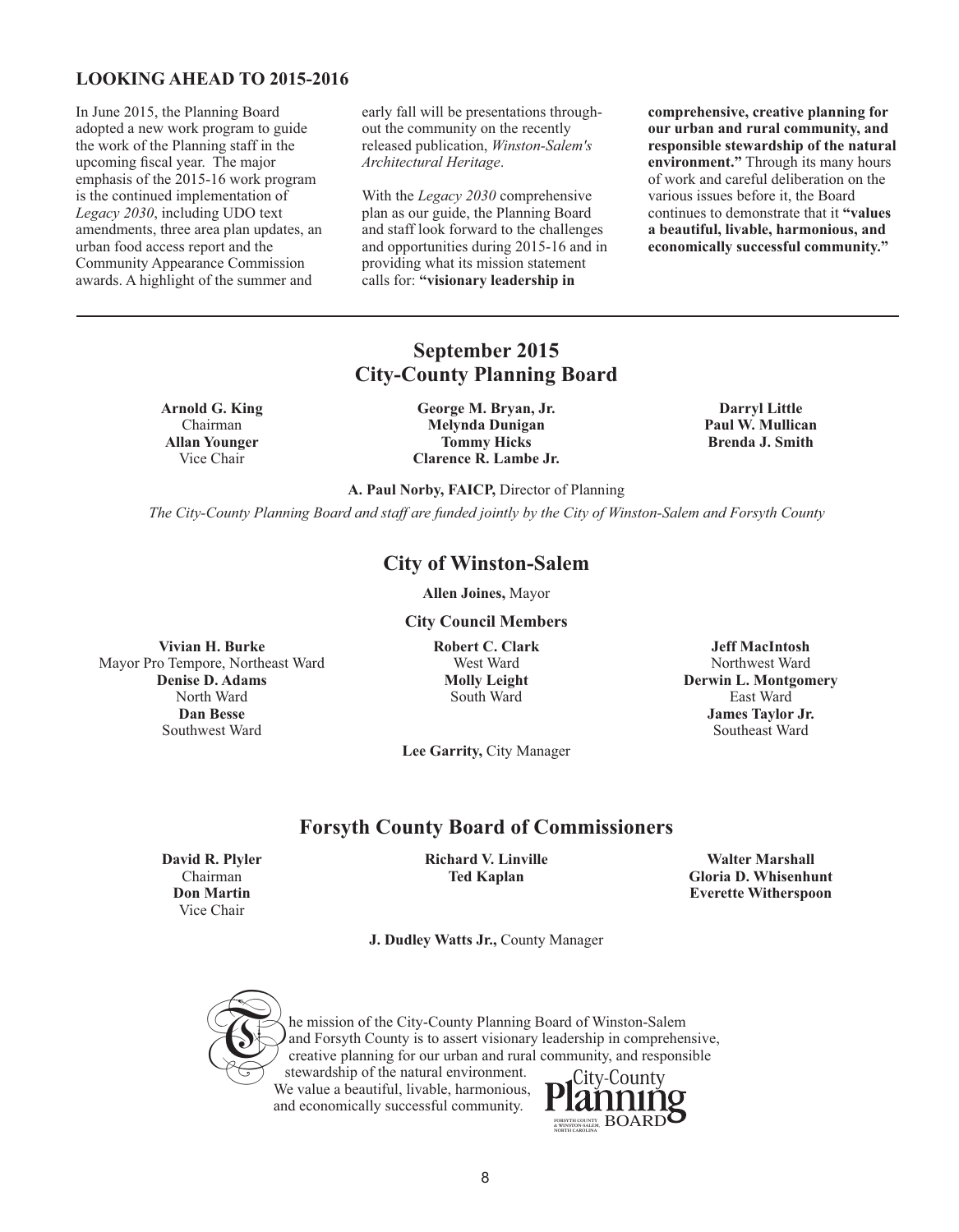## LOOKING AHEAD TO 2015-2016

In June 2015, the Planning Board adopted a new work program to guide the work of the Planning staff in the upcoming fiscal year. The major emphasis of the 2015-16 work program is the continued implementation of *Legacy 2030*, including UDO text amendments, three area plan updates, an urban food access report and the Community Appearance Commission awards. A highlight of the summer and early fall will be presentations throughout the community on the recently released publication, *Winston-Salem's Architectural Heritage*.

With the *Legacy 2030* comprehensive plan as our guide, the Planning Board and staff look forward to the challenges and opportunities during 2015-16 and in providing what its mission statement calls for: **"visionary leadership in comprehensive, creative planning for our urban and rural community, and responsible stewardship of the natural environment."** Through its many hours of work and careful deliberation on the various issues before it, the Board continues to demonstrate that it **"values a beautiful, livable, harmonious, and economically successful community."**

---

## September 2015
## City-County Planning Board

**Arnold G. King**
Chairman
**Allan Younger**
Vice Chair

**George M. Bryan, Jr.**
**Melynda Dunigan**
**Tommy Hicks**
**Clarence R. Lambe Jr.**

**Darryl Little**
**Paul W. Mullican**
**Brenda J. Smith**

**A. Paul Norby, FAICP,** Director of Planning

*The City-County Planning Board and staff are funded jointly by the City of Winston-Salem and Forsyth County*

## City of Winston-Salem

**Allen Joines,** Mayor

**City Council Members**

**Vivian H. Burke**
Mayor Pro Tempore, Northeast Ward
**Denise D. Adams**
North Ward
**Dan Besse**
Southwest Ward

**Robert C. Clark**
West Ward
**Molly Leight**
South Ward

**Jeff MacIntosh**
Northwest Ward
**Derwin L. Montgomery**
East Ward
**James Taylor Jr.**
Southeast Ward

**Lee Garrity,** City Manager

## Forsyth County Board of Commissioners

**David R. Plyler**
Chairman
**Don Martin**
Vice Chair

**Richard V. Linville**
**Ted Kaplan**

**Walter Marshall**
**Gloria D. Whisenhunt**
**Everette Witherspoon**

**J. Dudley Watts Jr.,** County Manager

The mission of the City-County Planning Board of Winston-Salem and Forsyth County is to assert visionary leadership in comprehensive, creative planning for our urban and rural community, and responsible stewardship of the natural environment. We value a beautiful, livable, harmonious, and economically successful community.

City-County Planning Board
FORSYTH COUNTY & WINSTON-SALEM, NORTH CAROLINA